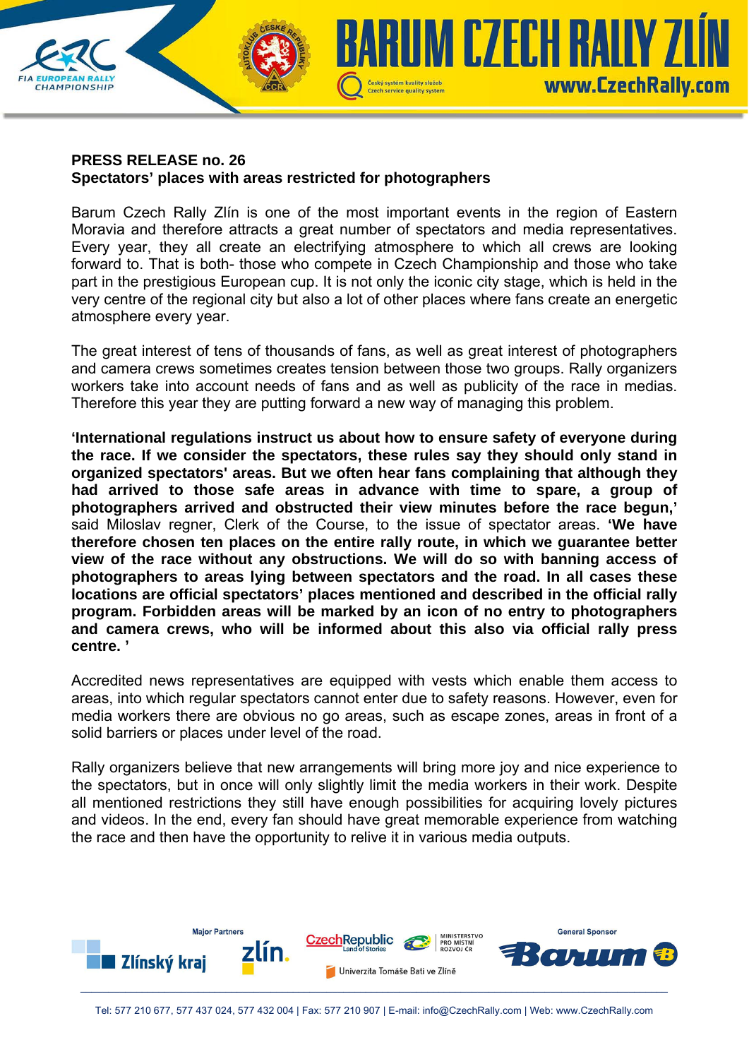**PRESS RELEASE no. 26**
**Spectators' places with areas restricted for photographers**

Barum Czech Rally Zlín is one of the most important events in the region of Eastern Moravia and therefore attracts a great number of spectators and media representatives. Every year, they all create an electrifying atmosphere to which all crews are looking forward to. That is both- those who compete in Czech Championship and those who take part in the prestigious European cup. It is not only the iconic city stage, which is held in the very centre of the regional city but also a lot of other places where fans create an energetic atmosphere every year.

The great interest of tens of thousands of fans, as well as great interest of photographers and camera crews sometimes creates tension between those two groups. Rally organizers workers take into account needs of fans and as well as publicity of the race in medias. Therefore this year they are putting forward a new way of managing this problem.

**'International regulations instruct us about how to ensure safety of everyone during the race. If we consider the spectators, these rules say they should only stand in organized spectators' areas. But we often hear fans complaining that although they had arrived to those safe areas in advance with time to spare, a group of photographers arrived and obstructed their view minutes before the race begun,'** said Miloslav regner, Clerk of the Course, to the issue of spectator areas. **'We have therefore chosen ten places on the entire rally route, in which we guarantee better view of the race without any obstructions. We will do so with banning access of photographers to areas lying between spectators and the road. In all cases these locations are official spectators' places mentioned and described in the official rally program. Forbidden areas will be marked by an icon of no entry to photographers and camera crews, who will be informed about this also via official rally press centre. '**

Accredited news representatives are equipped with vests which enable them access to areas, into which regular spectators cannot enter due to safety reasons. However, even for media workers there are obvious no go areas, such as escape zones, areas in front of a solid barriers or places under level of the road.

Rally organizers believe that new arrangements will bring more joy and nice experience to the spectators, but in once will only slightly limit the media workers in their work. Despite all mentioned restrictions they still have enough possibilities for acquiring lovely pictures and videos. In the end, every fan should have great memorable experience from watching the race and then have the opportunity to relive it in various media outputs.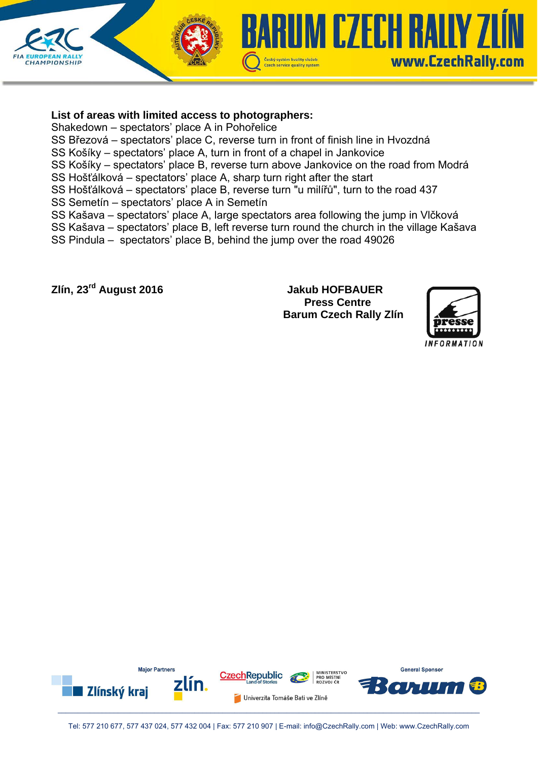**List of areas with limited access to photographers:**

Shakedown – spectators' place A in Pohořelice
SS Březová – spectators' place C, reverse turn in front of finish line in Hvozdná
SS Košíky – spectators' place A, turn in front of a chapel in Jankovice
SS Košíky – spectators' place B, reverse turn above Jankovice on the road from Modrá
SS Hošťálková – spectators' place A, sharp turn right after the start
SS Hošťálková – spectators' place B, reverse turn "u milířů", turn to the road 437
SS Semetín – spectators' place A in Semetín
SS Kašava – spectators' place A, large spectators area following the jump in Vlčková
SS Kašava – spectators' place B, left reverse turn round the church in the village Kašava
SS Pindula – spectators' place B, behind the jump over the road 49026

**Zlín, 23rd August 2016**

**Jakub HOFBAUER**
**Press Centre**
**Barum Czech Rally Zlín**